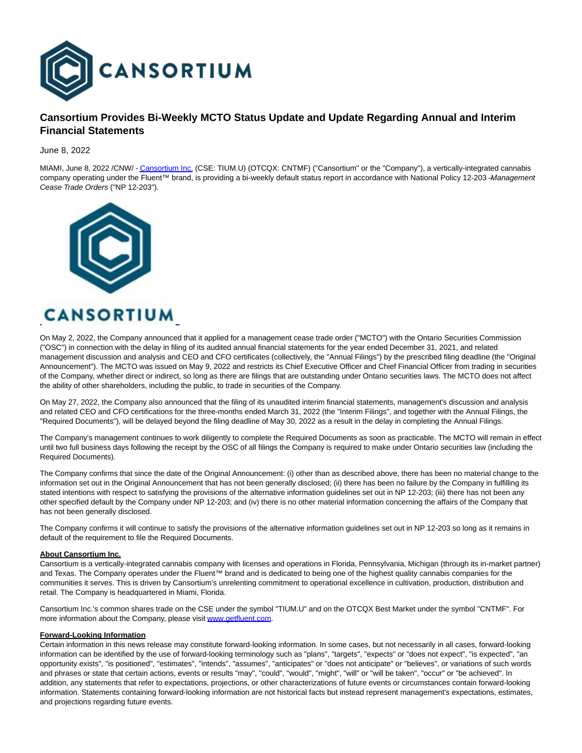# Cansortium Provides Bi-Weekly MCTO Status Update and Update Regarding Annual and Interim Financial Statements

June 8, 2022

MIAMI, June 8, 2022 /CNW/ - Cansortium Inc. (CSE: TIUM.U) (OTCQX: CNTMF) ("Cansortium" or the "Company"), a vertically-integrated cannabis company operating under the Fluent™ brand, is providing a bi-weekly default status report in accordance with National Policy 12-203 – *Management Cease Trade Orders* ("NP 12-203").

On May 2, 2022, the Company announced that it applied for a management cease trade order ("MCTO") with the Ontario Securities Commission ("OSC") in connection with the delay in filing of its audited annual financial statements for the year ended December 31, 2021, and related management discussion and analysis and CEO and CFO certificates (collectively, the "Annual Filings") by the prescribed filing deadline (the "Original Announcement"). The MCTO was issued on May 9, 2022 and restricts its Chief Executive Officer and Chief Financial Officer from trading in securities of the Company, whether direct or indirect, so long as there are filings that are outstanding under Ontario securities laws. The MCTO does not affect the ability of other shareholders, including the public, to trade in securities of the Company.

On May 27, 2022, the Company also announced that the filing of its unaudited interim financial statements, management's discussion and analysis and related CEO and CFO certifications for the three-months ended March 31, 2022 (the "Interim Filings", and together with the Annual Filings, the "Required Documents"), will be delayed beyond the filing deadline of May 30, 2022 as a result in the delay in completing the Annual Filings.

The Company's management continues to work diligently to complete the Required Documents as soon as practicable. The MCTO will remain in effect until two full business days following the receipt by the OSC of all filings the Company is required to make under Ontario securities law (including the Required Documents).

The Company confirms that since the date of the Original Announcement: (i) other than as described above, there has been no material change to the information set out in the Original Announcement that has not been generally disclosed; (ii) there has been no failure by the Company in fulfilling its stated intentions with respect to satisfying the provisions of the alternative information guidelines set out in NP 12-203; (iii) there has not been any other specified default by the Company under NP 12-203; and (iv) there is no other material information concerning the affairs of the Company that has not been generally disclosed.

The Company confirms it will continue to satisfy the provisions of the alternative information guidelines set out in NP 12-203 so long as it remains in default of the requirement to file the Required Documents.

**About Cansortium Inc.**

Cansortium is a vertically-integrated cannabis company with licenses and operations in Florida, Pennsylvania, Michigan (through its in-market partner) and Texas. The Company operates under the Fluent™ brand and is dedicated to being one of the highest quality cannabis companies for the communities it serves. This is driven by Cansortium's unrelenting commitment to operational excellence in cultivation, production, distribution and retail. The Company is headquartered in Miami, Florida.

Cansortium Inc.'s common shares trade on the CSE under the symbol "TIUM.U" and on the OTCQX Best Market under the symbol "CNTMF". For more information about the Company, please visit www.getfluent.com.

**Forward-Looking Information**

Certain information in this news release may constitute forward-looking information. In some cases, but not necessarily in all cases, forward-looking information can be identified by the use of forward-looking terminology such as "plans", "targets", "expects" or "does not expect", "is expected", "an opportunity exists", "is positioned", "estimates", "intends", "assumes", "anticipates" or "does not anticipate" or "believes", or variations of such words and phrases or state that certain actions, events or results "may", "could", "would", "might", "will" or "will be taken", "occur" or "be achieved". In addition, any statements that refer to expectations, projections, or other characterizations of future events or circumstances contain forward-looking information. Statements containing forward-looking information are not historical facts but instead represent management's expectations, estimates, and projections regarding future events.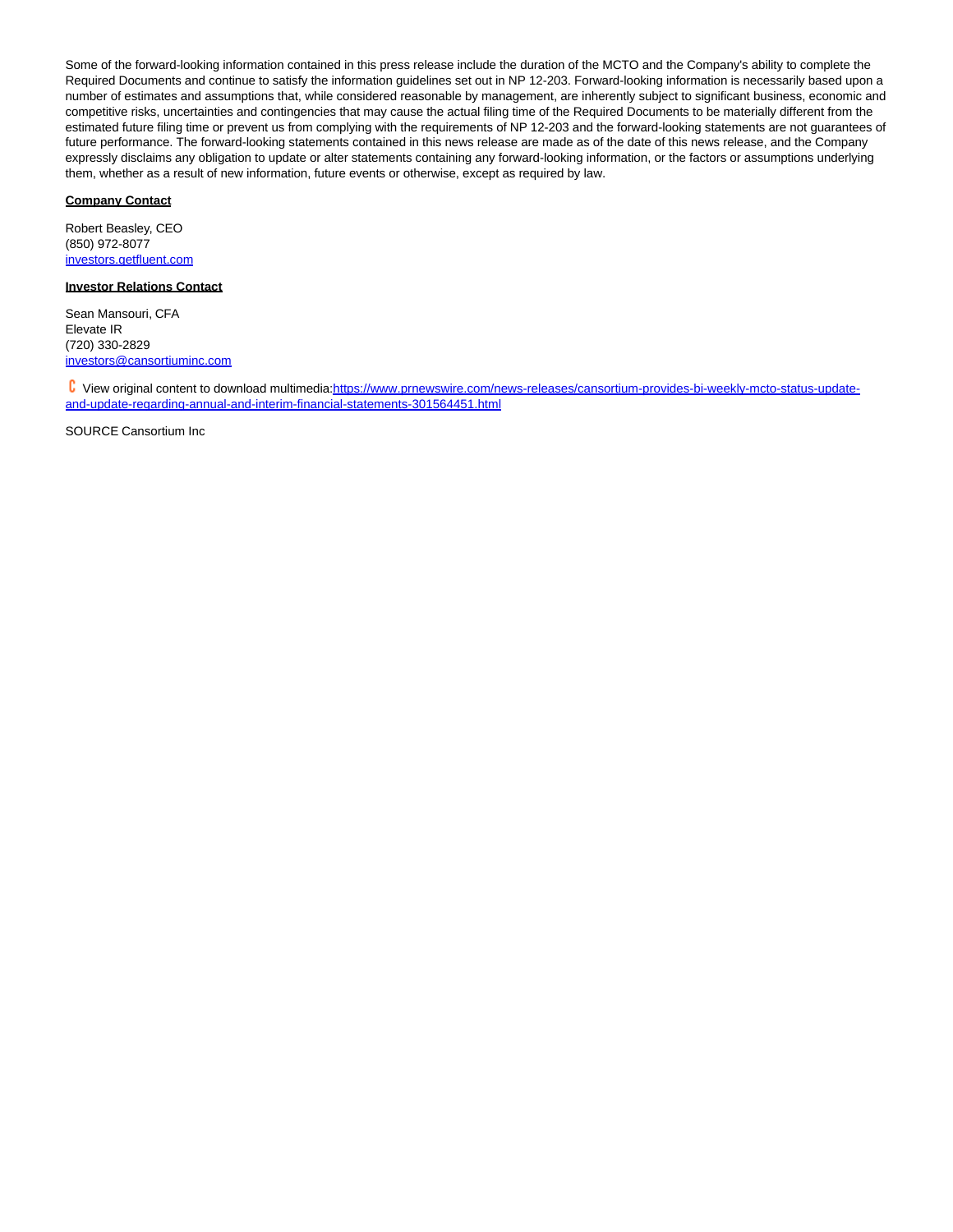Some of the forward-looking information contained in this press release include the duration of the MCTO and the Company's ability to complete the Required Documents and continue to satisfy the information guidelines set out in NP 12-203. Forward-looking information is necessarily based upon a number of estimates and assumptions that, while considered reasonable by management, are inherently subject to significant business, economic and competitive risks, uncertainties and contingencies that may cause the actual filing time of the Required Documents to be materially different from the estimated future filing time or prevent us from complying with the requirements of NP 12-203 and the forward-looking statements are not guarantees of future performance. The forward-looking statements contained in this news release are made as of the date of this news release, and the Company expressly disclaims any obligation to update or alter statements containing any forward-looking information, or the factors or assumptions underlying them, whether as a result of new information, future events or otherwise, except as required by law.

**Company Contact**

Robert Beasley, CEO
(850) 972-8077
investors.getfluent.com

**Investor Relations Contact**

Sean Mansouri, CFA
Elevate IR
(720) 330-2829
investors@cansortiuminc.com

View original content to download multimedia:https://www.prnewswire.com/news-releases/cansortium-provides-bi-weekly-mcto-status-update-and-update-regarding-annual-and-interim-financial-statements-301564451.html

SOURCE Cansortium Inc